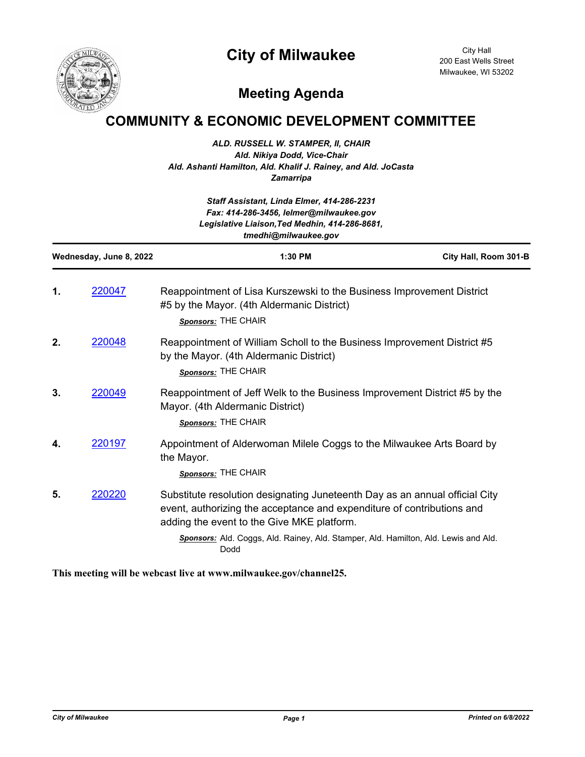# City of Milwaukee

City Hall
200 East Wells Street
Milwaukee, WI 53202

## Meeting Agenda

# COMMUNITY & ECONOMIC DEVELOPMENT COMMITTEE

***ALD. RUSSELL W. STAMPER, II, CHAIR***
*Ald. Nikiya Dodd, Vice-Chair*
*Ald. Ashanti Hamilton, Ald. Khalif J. Rainey, and Ald. JoCasta Zamarripa*

*Staff Assistant, Linda Elmer, 414-286-2231*
*Fax: 414-286-3456, lelmer@milwaukee.gov*
*Legislative Liaison,Ted Medhin, 414-286-8681, tmedhi@milwaukee.gov*

**Wednesday, June 8, 2022** | **1:30 PM** | **City Hall, Room 301-B**

**1.** 220047 — Reappointment of Lisa Kurszewski to the Business Improvement District #5 by the Mayor. (4th Aldermanic District)

*Sponsors:* THE CHAIR

**2.** 220048 — Reappointment of William Scholl to the Business Improvement District #5 by the Mayor. (4th Aldermanic District)

*Sponsors:* THE CHAIR

**3.** 220049 — Reappointment of Jeff Welk to the Business Improvement District #5 by the Mayor. (4th Aldermanic District)

*Sponsors:* THE CHAIR

**4.** 220197 — Appointment of Alderwoman Milele Coggs to the Milwaukee Arts Board by the Mayor.

*Sponsors:* THE CHAIR

**5.** 220220 — Substitute resolution designating Juneteenth Day as an annual official City event, authorizing the acceptance and expenditure of contributions and adding the event to the Give MKE platform.

*Sponsors:* Ald. Coggs, Ald. Rainey, Ald. Stamper, Ald. Hamilton, Ald. Lewis and Ald. Dodd

**This meeting will be webcast live at www.milwaukee.gov/channel25.**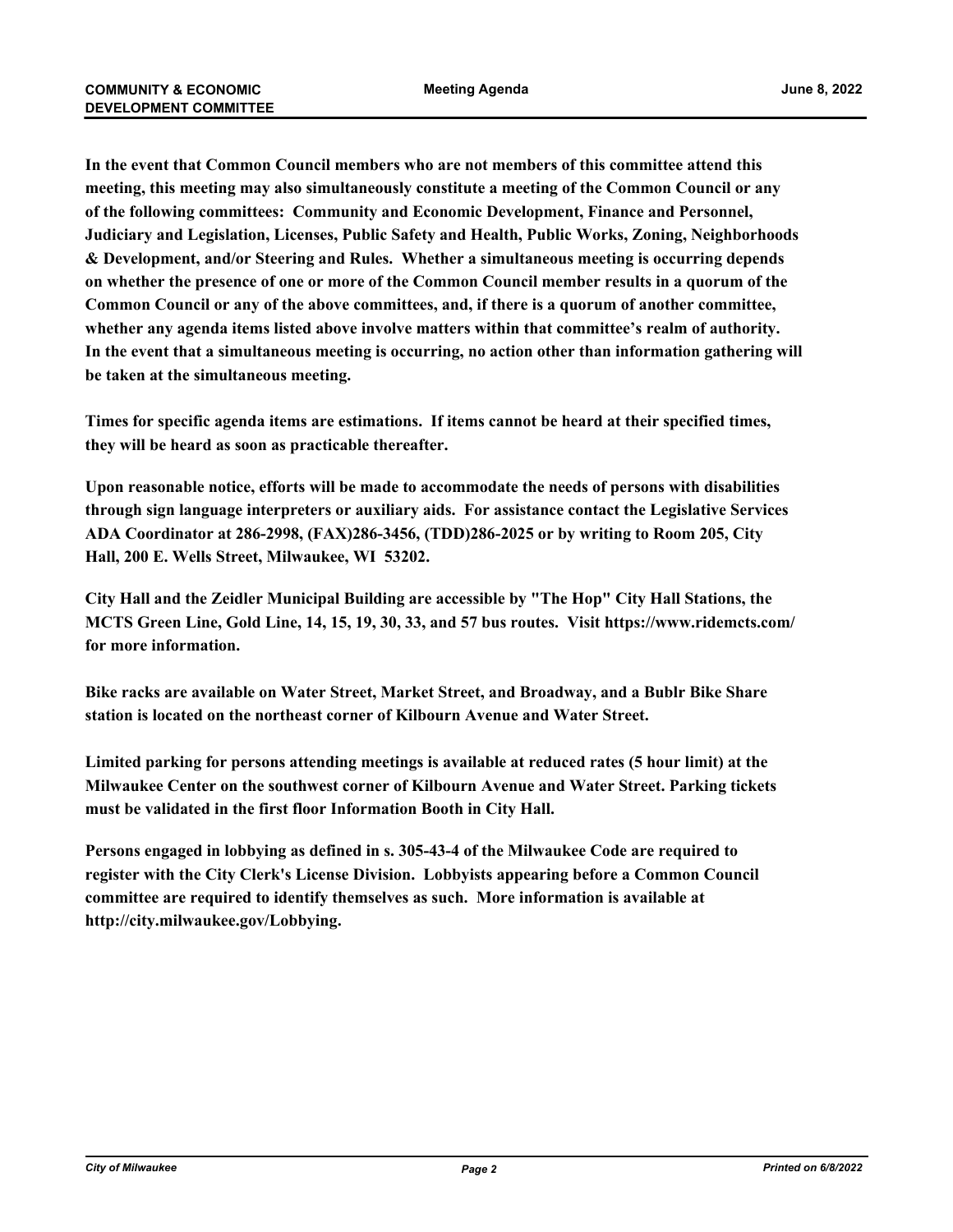**In the event that Common Council members who are not members of this committee attend this meeting, this meeting may also simultaneously constitute a meeting of the Common Council or any of the following committees: Community and Economic Development, Finance and Personnel, Judiciary and Legislation, Licenses, Public Safety and Health, Public Works, Zoning, Neighborhoods & Development, and/or Steering and Rules. Whether a simultaneous meeting is occurring depends on whether the presence of one or more of the Common Council member results in a quorum of the Common Council or any of the above committees, and, if there is a quorum of another committee, whether any agenda items listed above involve matters within that committee's realm of authority. In the event that a simultaneous meeting is occurring, no action other than information gathering will be taken at the simultaneous meeting.**

**Times for specific agenda items are estimations. If items cannot be heard at their specified times, they will be heard as soon as practicable thereafter.**

**Upon reasonable notice, efforts will be made to accommodate the needs of persons with disabilities through sign language interpreters or auxiliary aids. For assistance contact the Legislative Services ADA Coordinator at 286-2998, (FAX)286-3456, (TDD)286-2025 or by writing to Room 205, City Hall, 200 E. Wells Street, Milwaukee, WI 53202.**

**City Hall and the Zeidler Municipal Building are accessible by "The Hop" City Hall Stations, the MCTS Green Line, Gold Line, 14, 15, 19, 30, 33, and 57 bus routes. Visit https://www.ridemcts.com/ for more information.**

**Bike racks are available on Water Street, Market Street, and Broadway, and a Bublr Bike Share station is located on the northeast corner of Kilbourn Avenue and Water Street.**

**Limited parking for persons attending meetings is available at reduced rates (5 hour limit) at the Milwaukee Center on the southwest corner of Kilbourn Avenue and Water Street. Parking tickets must be validated in the first floor Information Booth in City Hall.**

**Persons engaged in lobbying as defined in s. 305-43-4 of the Milwaukee Code are required to register with the City Clerk's License Division. Lobbyists appearing before a Common Council committee are required to identify themselves as such. More information is available at http://city.milwaukee.gov/Lobbying.**